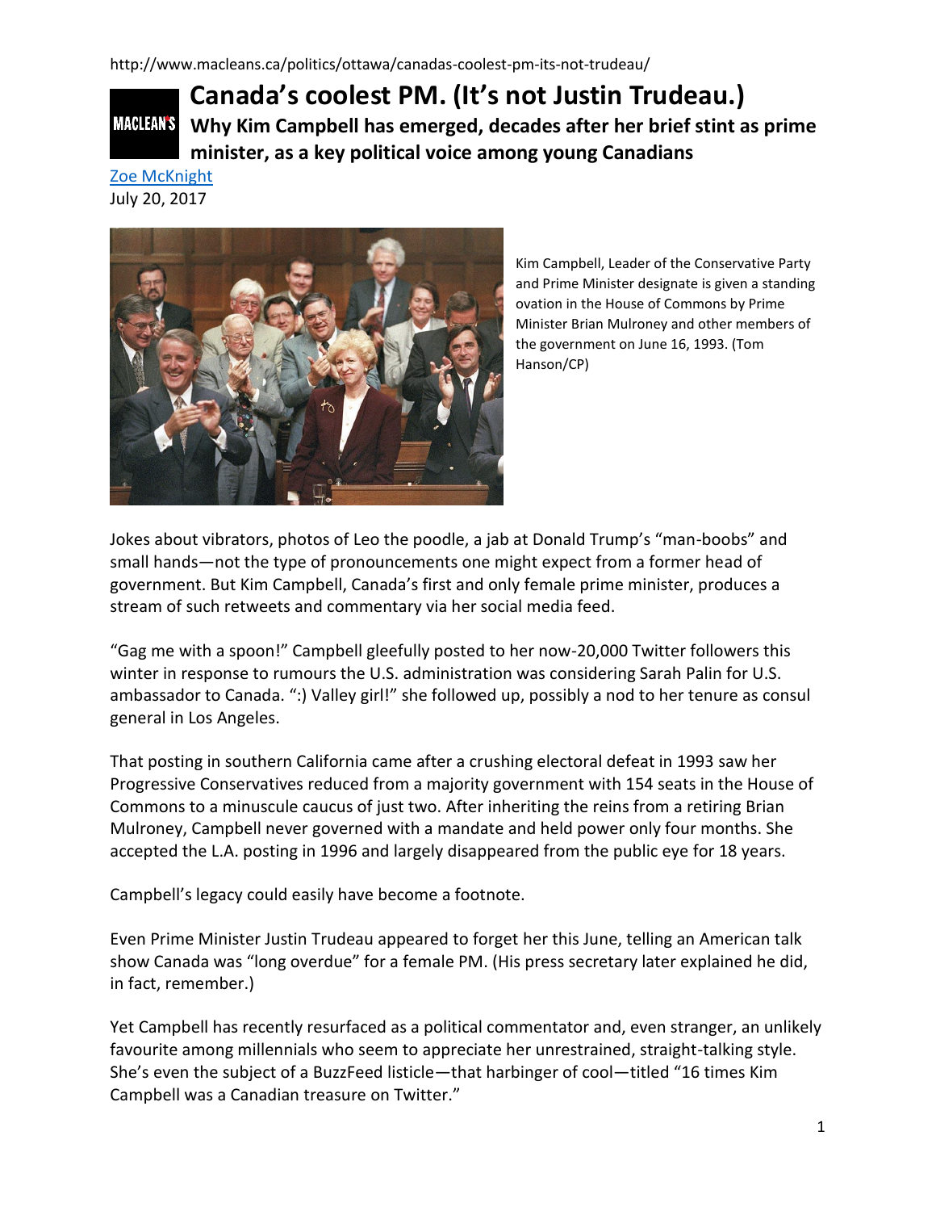http://www.macleans.ca/politics/ottawa/canadas-coolest-pm-its-not-trudeau/

MACLEAN'S

# Canada's coolest PM. (It's not Justin Trudeau.)

## Why Kim Campbell has emerged, decades after her brief stint as prime minister, as a key political voice among young Canadians

Zoe McKnight
July 20, 2017

Kim Campbell, Leader of the Conservative Party and Prime Minister designate is given a standing ovation in the House of Commons by Prime Minister Brian Mulroney and other members of the government on June 16, 1993. (Tom Hanson/CP)

Jokes about vibrators, photos of Leo the poodle, a jab at Donald Trump's "man-boobs" and small hands—not the type of pronouncements one might expect from a former head of government. But Kim Campbell, Canada's first and only female prime minister, produces a stream of such retweets and commentary via her social media feed.

"Gag me with a spoon!" Campbell gleefully posted to her now-20,000 Twitter followers this winter in response to rumours the U.S. administration was considering Sarah Palin for U.S. ambassador to Canada. ":) Valley girl!" she followed up, possibly a nod to her tenure as consul general in Los Angeles.

That posting in southern California came after a crushing electoral defeat in 1993 saw her Progressive Conservatives reduced from a majority government with 154 seats in the House of Commons to a minuscule caucus of just two. After inheriting the reins from a retiring Brian Mulroney, Campbell never governed with a mandate and held power only four months. She accepted the L.A. posting in 1996 and largely disappeared from the public eye for 18 years.

Campbell's legacy could easily have become a footnote.

Even Prime Minister Justin Trudeau appeared to forget her this June, telling an American talk show Canada was "long overdue" for a female PM. (His press secretary later explained he did, in fact, remember.)

Yet Campbell has recently resurfaced as a political commentator and, even stranger, an unlikely favourite among millennials who seem to appreciate her unrestrained, straight-talking style. She's even the subject of a BuzzFeed listicle—that harbinger of cool—titled "16 times Kim Campbell was a Canadian treasure on Twitter."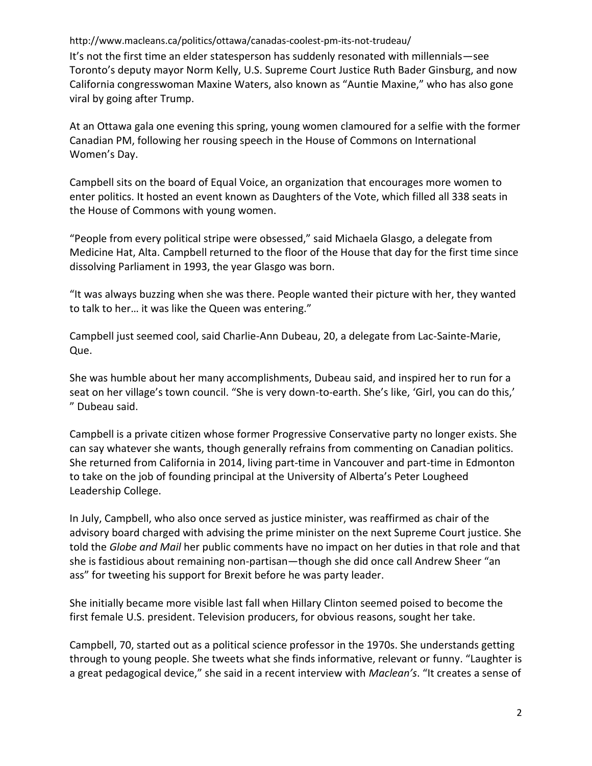http://www.macleans.ca/politics/ottawa/canadas-coolest-pm-its-not-trudeau/

It's not the first time an elder statesperson has suddenly resonated with millennials—see Toronto's deputy mayor Norm Kelly, U.S. Supreme Court Justice Ruth Bader Ginsburg, and now California congresswoman Maxine Waters, also known as "Auntie Maxine," who has also gone viral by going after Trump.

At an Ottawa gala one evening this spring, young women clamoured for a selfie with the former Canadian PM, following her rousing speech in the House of Commons on International Women's Day.

Campbell sits on the board of Equal Voice, an organization that encourages more women to enter politics. It hosted an event known as Daughters of the Vote, which filled all 338 seats in the House of Commons with young women.

"People from every political stripe were obsessed," said Michaela Glasgo, a delegate from Medicine Hat, Alta. Campbell returned to the floor of the House that day for the first time since dissolving Parliament in 1993, the year Glasgo was born.

"It was always buzzing when she was there. People wanted their picture with her, they wanted to talk to her… it was like the Queen was entering."

Campbell just seemed cool, said Charlie-Ann Dubeau, 20, a delegate from Lac-Sainte-Marie, Que.

She was humble about her many accomplishments, Dubeau said, and inspired her to run for a seat on her village's town council. "She is very down-to-earth. She's like, 'Girl, you can do this,' " Dubeau said.

Campbell is a private citizen whose former Progressive Conservative party no longer exists. She can say whatever she wants, though generally refrains from commenting on Canadian politics. She returned from California in 2014, living part-time in Vancouver and part-time in Edmonton to take on the job of founding principal at the University of Alberta's Peter Lougheed Leadership College.

In July, Campbell, who also once served as justice minister, was reaffirmed as chair of the advisory board charged with advising the prime minister on the next Supreme Court justice. She told the *Globe and Mail* her public comments have no impact on her duties in that role and that she is fastidious about remaining non-partisan—though she did once call Andrew Sheer "an ass" for tweeting his support for Brexit before he was party leader.

She initially became more visible last fall when Hillary Clinton seemed poised to become the first female U.S. president. Television producers, for obvious reasons, sought her take.

Campbell, 70, started out as a political science professor in the 1970s. She understands getting through to young people. She tweets what she finds informative, relevant or funny. "Laughter is a great pedagogical device," she said in a recent interview with *Maclean's*. "It creates a sense of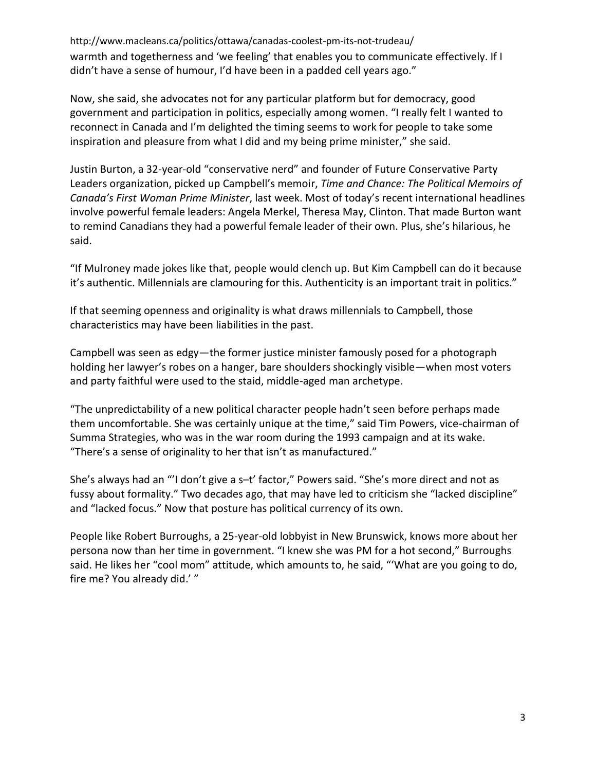warmth and togetherness and 'we feeling' that enables you to communicate effectively. If I didn't have a sense of humour, I'd have been in a padded cell years ago."

Now, she said, she advocates not for any particular platform but for democracy, good government and participation in politics, especially among women. "I really felt I wanted to reconnect in Canada and I'm delighted the timing seems to work for people to take some inspiration and pleasure from what I did and my being prime minister," she said.

Justin Burton, a 32-year-old "conservative nerd" and founder of Future Conservative Party Leaders organization, picked up Campbell's memoir, *Time and Chance: The Political Memoirs of Canada's First Woman Prime Minister*, last week. Most of today's recent international headlines involve powerful female leaders: Angela Merkel, Theresa May, Clinton. That made Burton want to remind Canadians they had a powerful female leader of their own. Plus, she's hilarious, he said.

"If Mulroney made jokes like that, people would clench up. But Kim Campbell can do it because it's authentic. Millennials are clamouring for this. Authenticity is an important trait in politics."

If that seeming openness and originality is what draws millennials to Campbell, those characteristics may have been liabilities in the past.

Campbell was seen as edgy—the former justice minister famously posed for a photograph holding her lawyer's robes on a hanger, bare shoulders shockingly visible—when most voters and party faithful were used to the staid, middle-aged man archetype.

"The unpredictability of a new political character people hadn't seen before perhaps made them uncomfortable. She was certainly unique at the time," said Tim Powers, vice-chairman of Summa Strategies, who was in the war room during the 1993 campaign and at its wake. "There's a sense of originality to her that isn't as manufactured."

She's always had an "'I don't give a s–t' factor," Powers said. "She's more direct and not as fussy about formality." Two decades ago, that may have led to criticism she "lacked discipline" and "lacked focus." Now that posture has political currency of its own.

People like Robert Burroughs, a 25-year-old lobbyist in New Brunswick, knows more about her persona now than her time in government. "I knew she was PM for a hot second," Burroughs said. He likes her "cool mom" attitude, which amounts to, he said, "'What are you going to do, fire me? You already did.' "